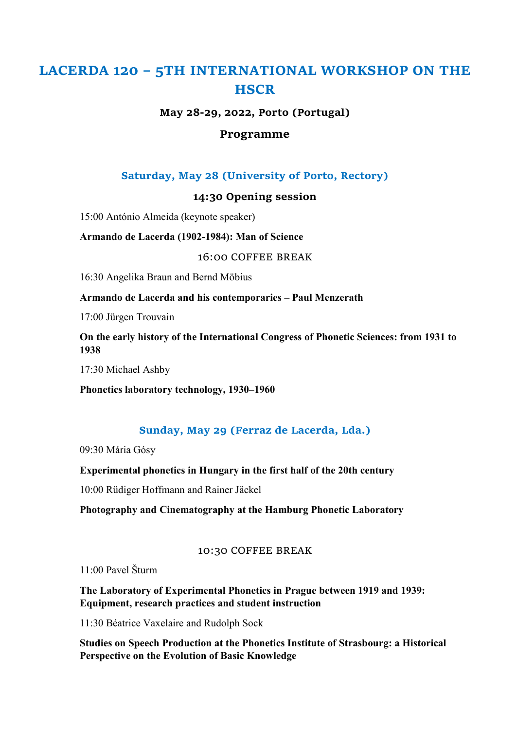# LACERDA 120 – 5TH INTERNATIONAL WORKSHOP ON THE HSCR

**May 28-29, 2022, Porto (Portugal)**

**Programme**

## Saturday, May 28 (University of Porto, Rectory)

### 14:30 Opening session

15:00 António Almeida (keynote speaker)

**Armando de Lacerda (1902-1984): Man of Science**

16:00 COFFEE BREAK

16:30 Angelika Braun and Bernd Möbius

**Armando de Lacerda and his contemporaries – Paul Menzerath**

17:00 Jürgen Trouvain

**On the early history of the International Congress of Phonetic Sciences: from 1931 to 1938**

17:30 Michael Ashby

**Phonetics laboratory technology, 1930–1960**

## Sunday, May 29 (Ferraz de Lacerda, Lda.)

09:30 Mária Gósy

**Experimental phonetics in Hungary in the first half of the 20th century**

10:00 Rüdiger Hoffmann and Rainer Jäckel

**Photography and Cinematography at the Hamburg Phonetic Laboratory**

10:30 COFFEE BREAK

11:00 Pavel Šturm

**The Laboratory of Experimental Phonetics in Prague between 1919 and 1939: Equipment, research practices and student instruction**

11:30 Béatrice Vaxelaire and Rudolph Sock

**Studies on Speech Production at the Phonetics Institute of Strasbourg: a Historical Perspective on the Evolution of Basic Knowledge**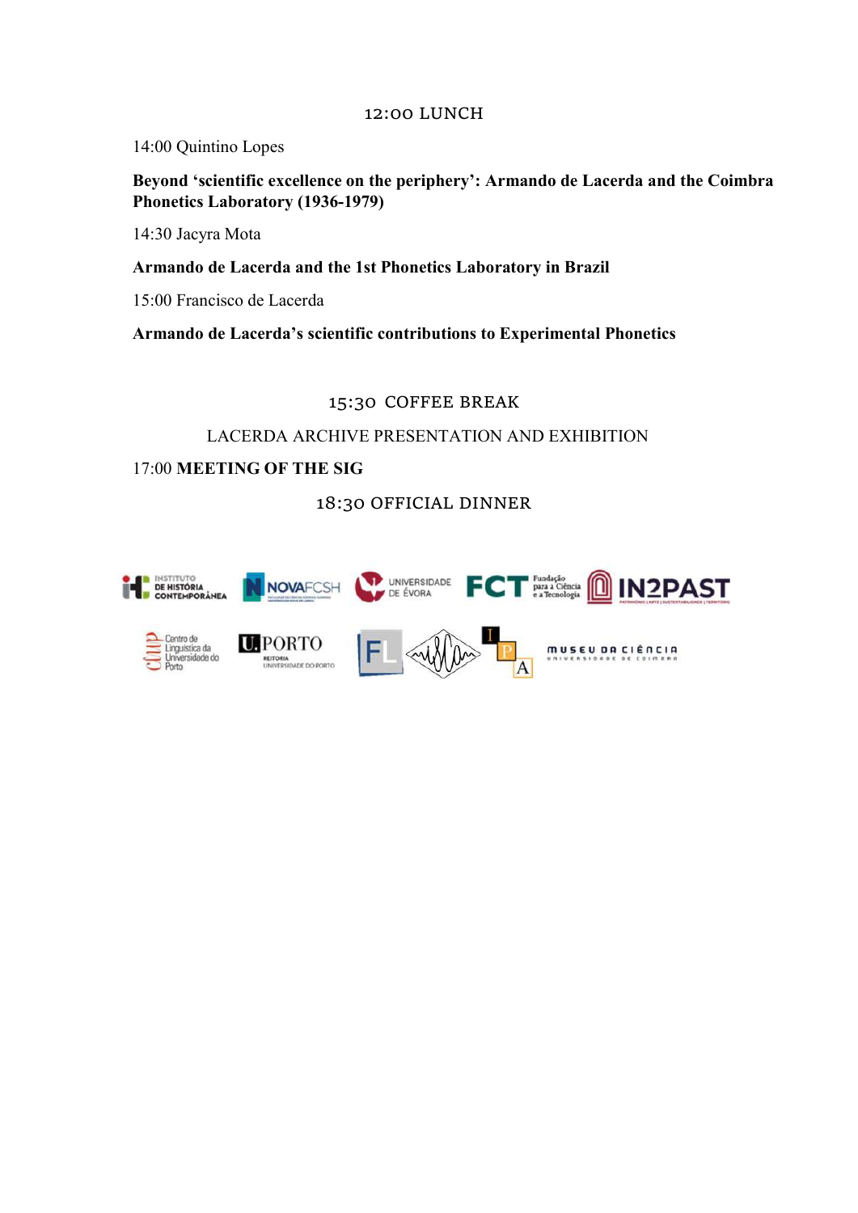12:00 LUNCH

14:00 Quintino Lopes

**Beyond 'scientific excellence on the periphery': Armando de Lacerda and the Coimbra Phonetics Laboratory (1936-1979)**

14:30 Jacyra Mota

**Armando de Lacerda and the 1st Phonetics Laboratory in Brazil**

15:00 Francisco de Lacerda

**Armando de Lacerda's scientific contributions to Experimental Phonetics**

15:30 COFFEE BREAK

LACERDA ARCHIVE PRESENTATION AND EXHIBITION

17:00 **MEETING OF THE SIG**

18:30 OFFICIAL DINNER